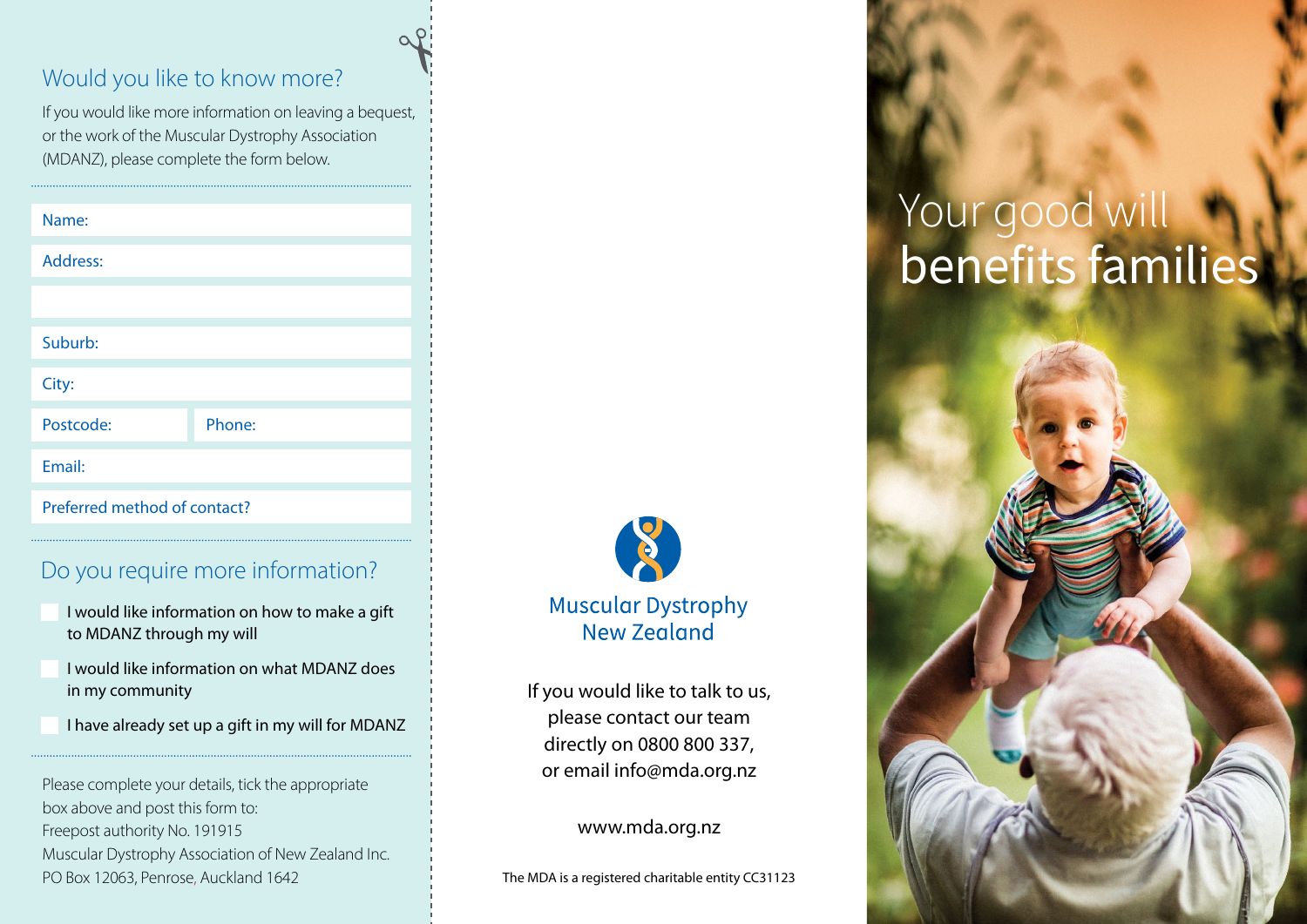## Would you like to know more?

If you would like more information on leaving a bequest, or the work of the Muscular Dystrophy Association (MDANZ), please complete the form below.

Name:

Address:

Suburb:

City:

Postcode: Phone:

Email:

Preferred method of contact?

## Do you require more information?

- ☐ I would like information on how to make a gift to MDANZ through my will
- ☐ I would like information on what MDANZ does in my community
- ☐ I have already set up a gift in my will for MDANZ

Please complete your details, tick the appropriate box above and post this form to:
Freepost authority No. 191915
Muscular Dystrophy Association of New Zealand Inc.
PO Box 12063, Penrose, Auckland 1642

Muscular Dystrophy New Zealand

If you would like to talk to us, please contact our team directly on 0800 800 337, or email info@mda.org.nz

www.mda.org.nz

The MDA is a registered charitable entity CC31123

# Your good will benefits families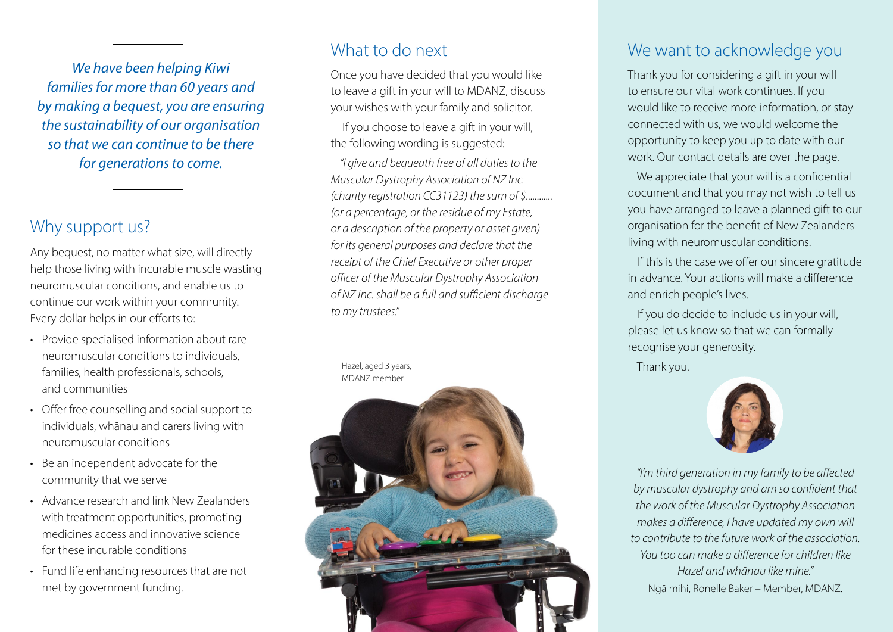*We have been helping Kiwi families for more than 60 years and by making a bequest, you are ensuring the sustainability of our organisation so that we can continue to be there for generations to come.*

## Why support us?

Any bequest, no matter what size, will directly help those living with incurable muscle wasting neuromuscular conditions, and enable us to continue our work within your community. Every dollar helps in our efforts to:

- Provide specialised information about rare neuromuscular conditions to individuals, families, health professionals, schools, and communities
- Offer free counselling and social support to individuals, whānau and carers living with neuromuscular conditions
- Be an independent advocate for the community that we serve
- Advance research and link New Zealanders with treatment opportunities, promoting medicines access and innovative science for these incurable conditions
- Fund life enhancing resources that are not met by government funding.

## What to do next

Once you have decided that you would like to leave a gift in your will to MDANZ, discuss your wishes with your family and solicitor.

If you choose to leave a gift in your will, the following wording is suggested:

*"I give and bequeath free of all duties to the Muscular Dystrophy Association of NZ Inc. (charity registration CC31123) the sum of $........... (or a percentage, or the residue of my Estate, or a description of the property or asset given) for its general purposes and declare that the receipt of the Chief Executive or other proper officer of the Muscular Dystrophy Association of NZ Inc. shall be a full and sufficient discharge to my trustees."*

Hazel, aged 3 years, MDANZ member

## We want to acknowledge you

Thank you for considering a gift in your will to ensure our vital work continues. If you would like to receive more information, or stay connected with us, we would welcome the opportunity to keep you up to date with our work. Our contact details are over the page.

We appreciate that your will is a confidential document and that you may not wish to tell us you have arranged to leave a planned gift to our organisation for the benefit of New Zealanders living with neuromuscular conditions.

If this is the case we offer our sincere gratitude in advance. Your actions will make a difference and enrich people's lives.

If you do decide to include us in your will, please let us know so that we can formally recognise your generosity.

Thank you.

*"I'm third generation in my family to be affected by muscular dystrophy and am so confident that the work of the Muscular Dystrophy Association makes a difference, I have updated my own will to contribute to the future work of the association. You too can make a difference for children like Hazel and whānau like mine."*

Ngā mihi, Ronelle Baker – Member, MDANZ.